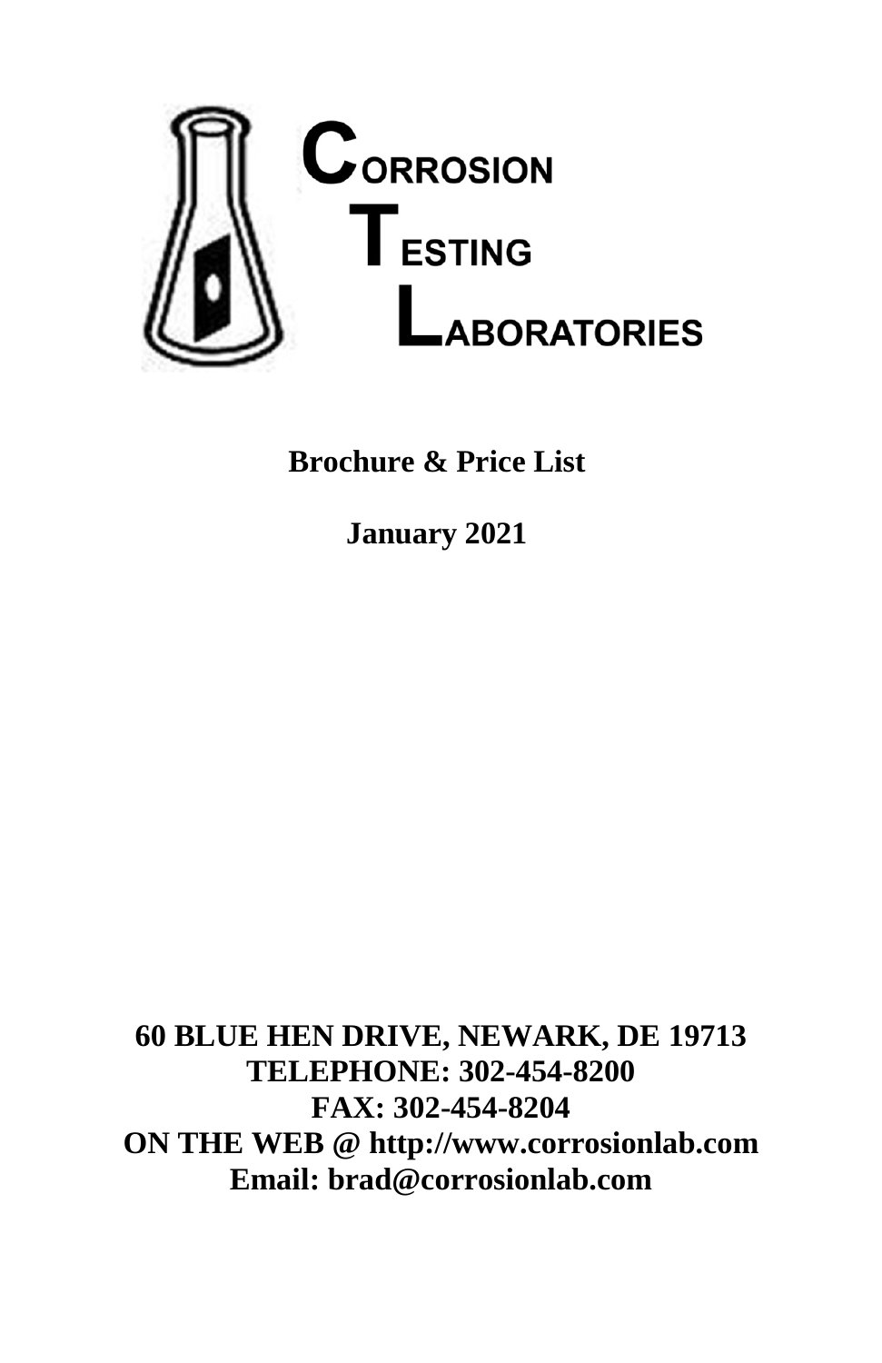# CORROSION TESTING LABORATORIES

**Brochure & Price List**

**January 2021**

**60 BLUE HEN DRIVE, NEWARK, DE 19713**
**TELEPHONE: 302-454-8200**
**FAX: 302-454-8204**
**ON THE WEB @ http://www.corrosionlab.com**
**Email: brad@corrosionlab.com**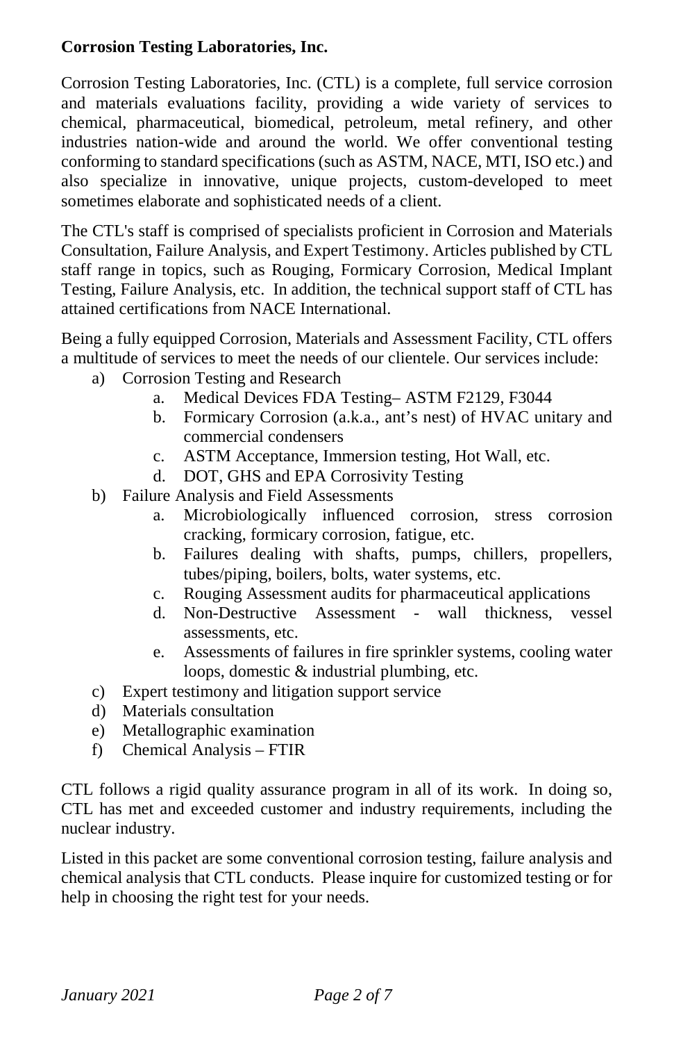**Corrosion Testing Laboratories, Inc.**

Corrosion Testing Laboratories, Inc. (CTL) is a complete, full service corrosion and materials evaluations facility, providing a wide variety of services to chemical, pharmaceutical, biomedical, petroleum, metal refinery, and other industries nation-wide and around the world. We offer conventional testing conforming to standard specifications (such as ASTM, NACE, MTI, ISO etc.) and also specialize in innovative, unique projects, custom-developed to meet sometimes elaborate and sophisticated needs of a client.

The CTL's staff is comprised of specialists proficient in Corrosion and Materials Consultation, Failure Analysis, and Expert Testimony. Articles published by CTL staff range in topics, such as Rouging, Formicary Corrosion, Medical Implant Testing, Failure Analysis, etc. In addition, the technical support staff of CTL has attained certifications from NACE International.

Being a fully equipped Corrosion, Materials and Assessment Facility, CTL offers a multitude of services to meet the needs of our clientele. Our services include:

a) Corrosion Testing and Research
    a. Medical Devices FDA Testing– ASTM F2129, F3044
    b. Formicary Corrosion (a.k.a., ant's nest) of HVAC unitary and commercial condensers
    c. ASTM Acceptance, Immersion testing, Hot Wall, etc.
    d. DOT, GHS and EPA Corrosivity Testing
b) Failure Analysis and Field Assessments
    a. Microbiologically influenced corrosion, stress corrosion cracking, formicary corrosion, fatigue, etc.
    b. Failures dealing with shafts, pumps, chillers, propellers, tubes/piping, boilers, bolts, water systems, etc.
    c. Rouging Assessment audits for pharmaceutical applications
    d. Non-Destructive Assessment - wall thickness, vessel assessments, etc.
    e. Assessments of failures in fire sprinkler systems, cooling water loops, domestic & industrial plumbing, etc.
c) Expert testimony and litigation support service
d) Materials consultation
e) Metallographic examination
f) Chemical Analysis – FTIR

CTL follows a rigid quality assurance program in all of its work. In doing so, CTL has met and exceeded customer and industry requirements, including the nuclear industry.

Listed in this packet are some conventional corrosion testing, failure analysis and chemical analysis that CTL conducts. Please inquire for customized testing or for help in choosing the right test for your needs.

*January 2021*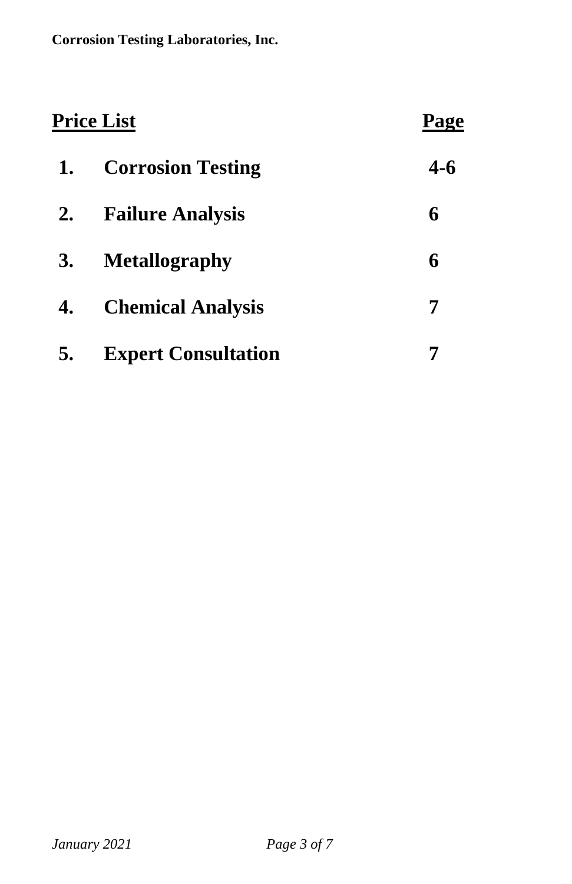| **Price List** | | **Page** |
|---|---|---|
| **1.** | **Corrosion Testing** | **4-6** |
| **2.** | **Failure Analysis** | **6** |
| **3.** | **Metallography** | **6** |
| **4.** | **Chemical Analysis** | **7** |
| **5.** | **Expert Consultation** | **7** |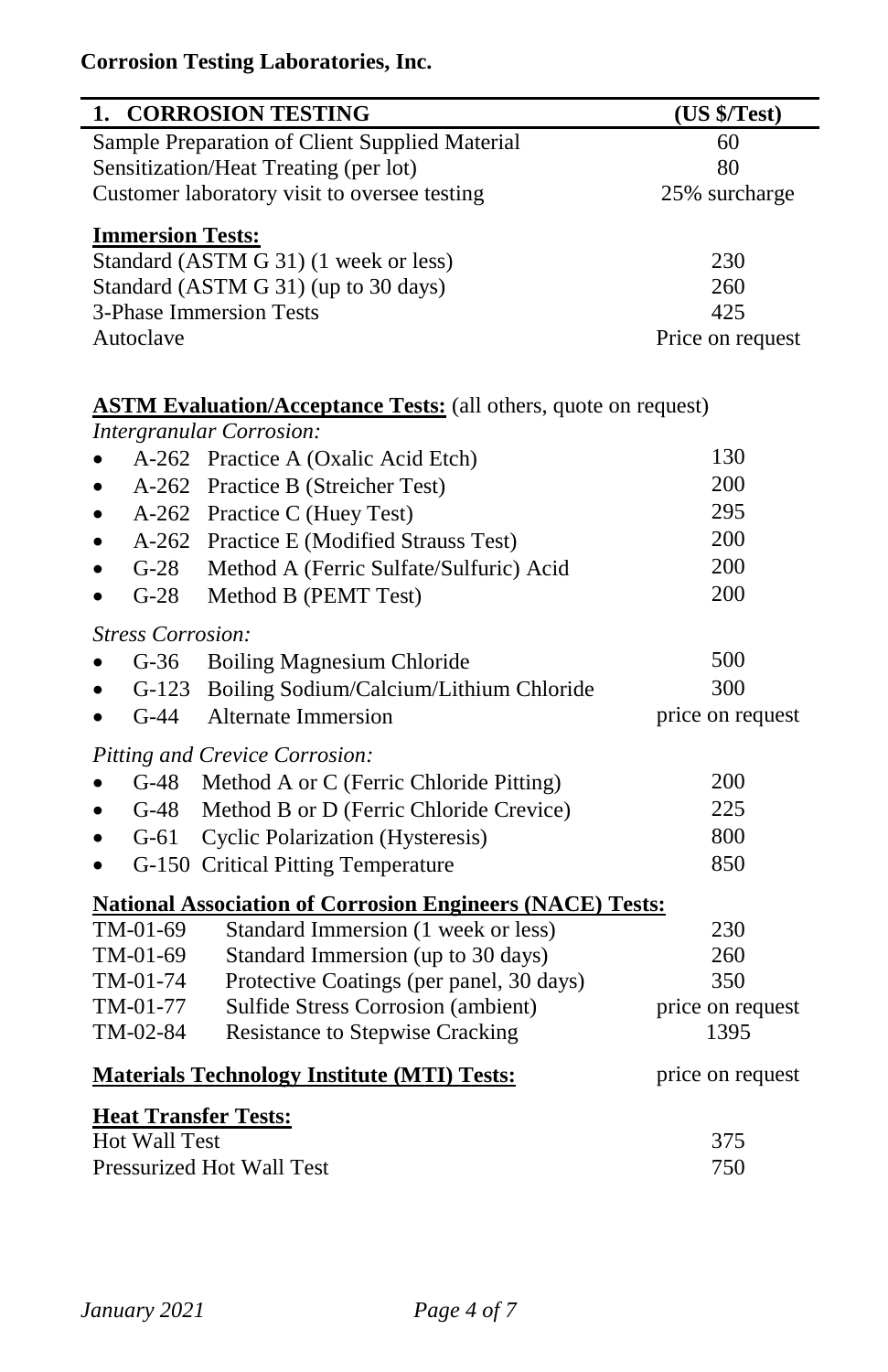**Corrosion Testing Laboratories, Inc.**

| 1. CORROSION TESTING | (US $/Test) |
|---|---|
| Sample Preparation of Client Supplied Material | 60 |
| Sensitization/Heat Treating (per lot) | 80 |
| Customer laboratory visit to oversee testing | 25% surcharge |
| **Immersion Tests:** | |
| Standard (ASTM G 31) (1 week or less) | 230 |
| Standard (ASTM G 31) (up to 30 days) | 260 |
| 3-Phase Immersion Tests | 425 |
| Autoclave | Price on request |
| **ASTM Evaluation/Acceptance Tests:** (all others, quote on request) | |
| *Intergranular Corrosion:* | |
| • A-262 Practice A (Oxalic Acid Etch) | 130 |
| • A-262 Practice B (Streicher Test) | 200 |
| • A-262 Practice C (Huey Test) | 295 |
| • A-262 Practice E (Modified Strauss Test) | 200 |
| • G-28 Method A (Ferric Sulfate/Sulfuric) Acid | 200 |
| • G-28 Method B (PEMT Test) | 200 |
| *Stress Corrosion:* | |
| • G-36 Boiling Magnesium Chloride | 500 |
| • G-123 Boiling Sodium/Calcium/Lithium Chloride | 300 |
| • G-44 Alternate Immersion | price on request |
| *Pitting and Crevice Corrosion:* | |
| • G-48 Method A or C (Ferric Chloride Pitting) | 200 |
| • G-48 Method B or D (Ferric Chloride Crevice) | 225 |
| • G-61 Cyclic Polarization (Hysteresis) | 800 |
| • G-150 Critical Pitting Temperature | 850 |
| **National Association of Corrosion Engineers (NACE) Tests:** | |
| TM-01-69 Standard Immersion (1 week or less) | 230 |
| TM-01-69 Standard Immersion (up to 30 days) | 260 |
| TM-01-74 Protective Coatings (per panel, 30 days) | 350 |
| TM-01-77 Sulfide Stress Corrosion (ambient) | price on request |
| TM-02-84 Resistance to Stepwise Cracking | 1395 |
| **Materials Technology Institute (MTI) Tests:** | price on request |
| **Heat Transfer Tests:** | |
| Hot Wall Test | 375 |
| Pressurized Hot Wall Test | 750 |

*January 2021*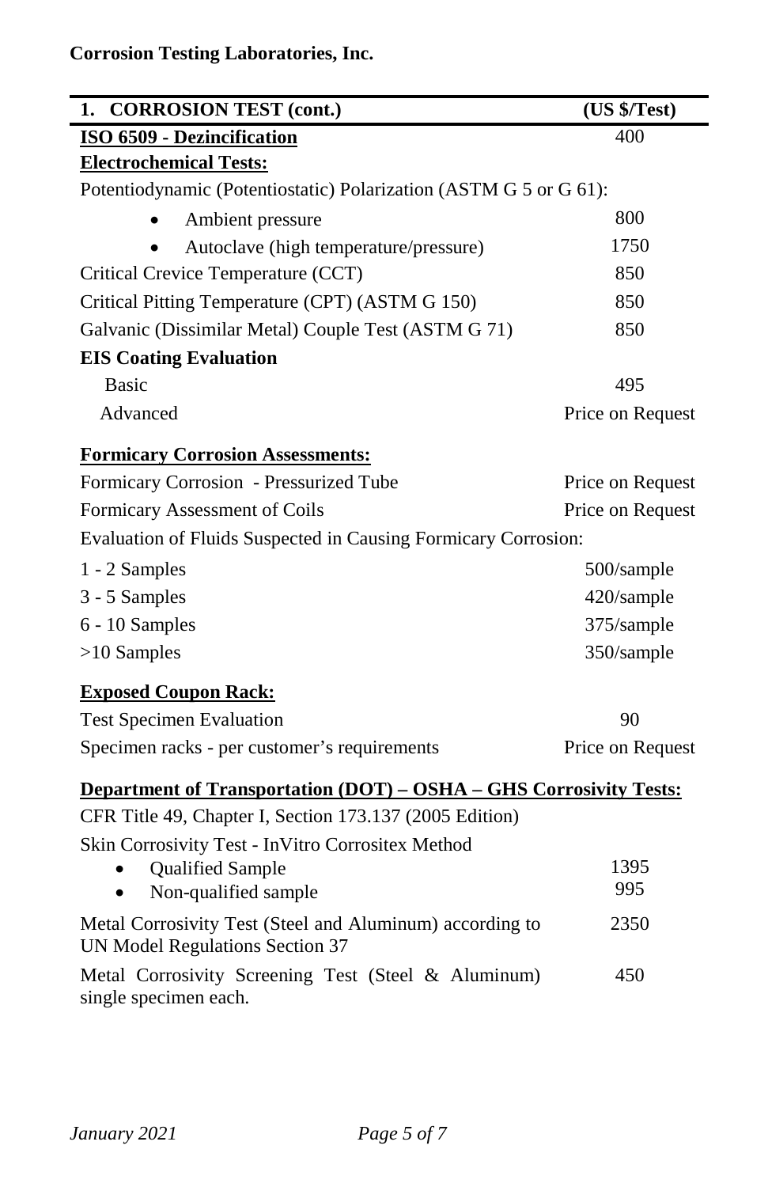**Corrosion Testing Laboratories, Inc.**

| 1. CORROSION TEST (cont.) | (US $/Test) |
|---|---|
| **ISO 6509 - Dezincification** | 400 |
| **Electrochemical Tests:** | |
| Potentiodynamic (Potentiostatic) Polarization (ASTM G 5 or G 61): | |
| • Ambient pressure | 800 |
| • Autoclave (high temperature/pressure) | 1750 |
| Critical Crevice Temperature (CCT) | 850 |
| Critical Pitting Temperature (CPT) (ASTM G 150) | 850 |
| Galvanic (Dissimilar Metal) Couple Test (ASTM G 71) | 850 |
| **EIS Coating Evaluation** | |
| Basic | 495 |
| Advanced | Price on Request |
| **Formicary Corrosion Assessments:** | |
| Formicary Corrosion - Pressurized Tube | Price on Request |
| Formicary Assessment of Coils | Price on Request |
| Evaluation of Fluids Suspected in Causing Formicary Corrosion: | |
| 1 - 2 Samples | 500/sample |
| 3 - 5 Samples | 420/sample |
| 6 - 10 Samples | 375/sample |
| >10 Samples | 350/sample |
| **Exposed Coupon Rack:** | |
| Test Specimen Evaluation | 90 |
| Specimen racks - per customer's requirements | Price on Request |
| **Department of Transportation (DOT) – OSHA – GHS Corrosivity Tests:** | |
| CFR Title 49, Chapter I, Section 173.137 (2005 Edition) | |
| Skin Corrosivity Test - InVitro Corrositex Method | |
| • Qualified Sample | 1395 |
| • Non-qualified sample | 995 |
| Metal Corrosivity Test (Steel and Aluminum) according to UN Model Regulations Section 37 | 2350 |
| Metal Corrosivity Screening Test (Steel & Aluminum) single specimen each. | 450 |

*January 2021*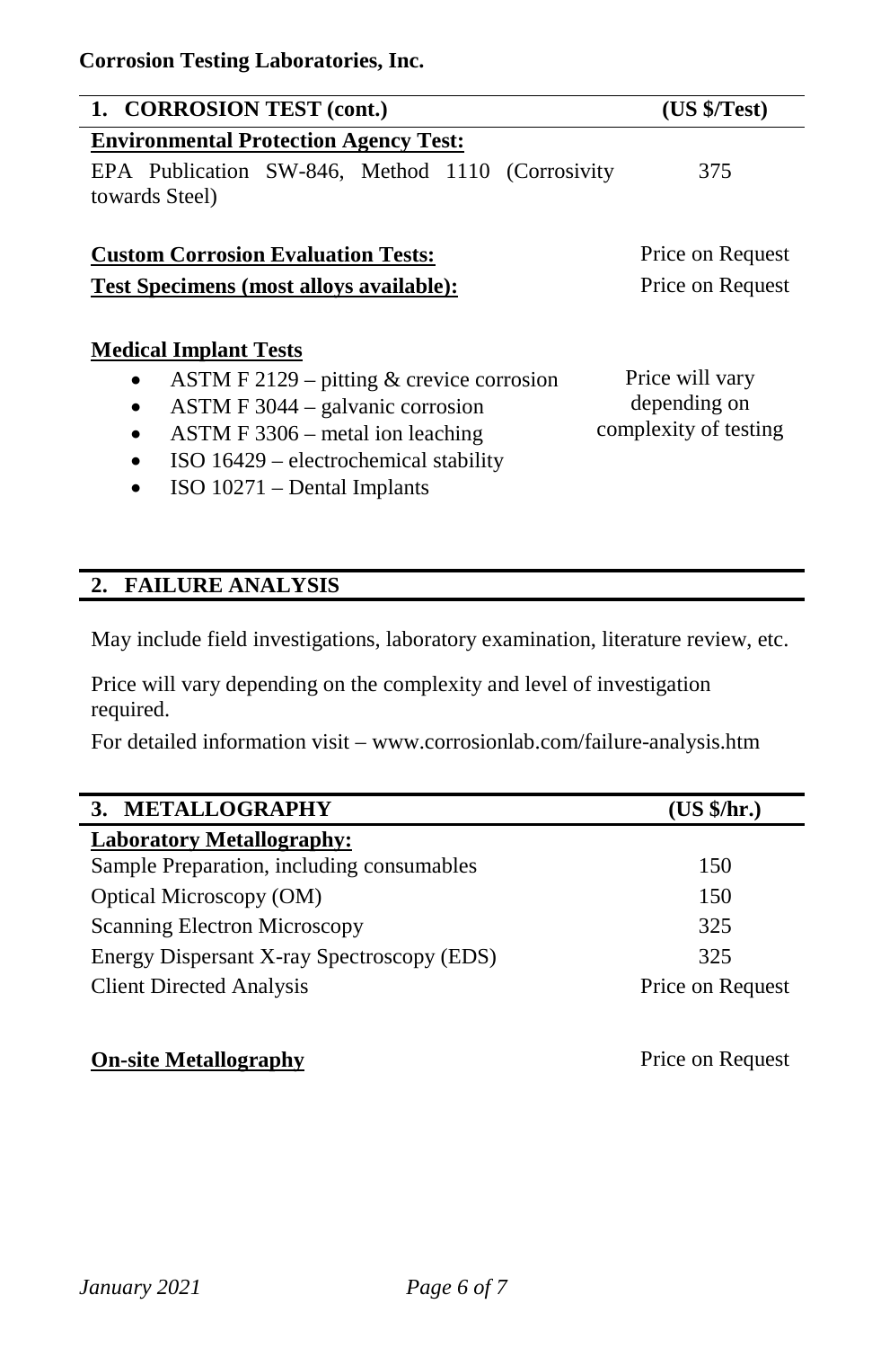| 1. CORROSION TEST (cont.) | (US $/Test) |
|---|---|
| **Environmental Protection Agency Test:** | |
| EPA Publication SW-846, Method 1110 (Corrosivity towards Steel) | 375 |
| **Custom Corrosion Evaluation Tests:** | Price on Request |
| **Test Specimens (most alloys available):** | Price on Request |

**Medical Implant Tests**

- ASTM F 2129 – pitting & crevice corrosion
- ASTM F 3044 – galvanic corrosion
- ASTM F 3306 – metal ion leaching
- ISO 16429 – electrochemical stability
- ISO 10271 – Dental Implants

Price will vary depending on complexity of testing

## 2. FAILURE ANALYSIS

May include field investigations, laboratory examination, literature review, etc.

Price will vary depending on the complexity and level of investigation required.

For detailed information visit – www.corrosionlab.com/failure-analysis.htm

| 3. METALLOGRAPHY | (US $/hr.) |
|---|---|
| **Laboratory Metallography:** | |
| Sample Preparation, including consumables | 150 |
| Optical Microscopy (OM) | 150 |
| Scanning Electron Microscopy | 325 |
| Energy Dispersant X-ray Spectroscopy (EDS) | 325 |
| Client Directed Analysis | Price on Request |
| **On-site Metallography** | Price on Request |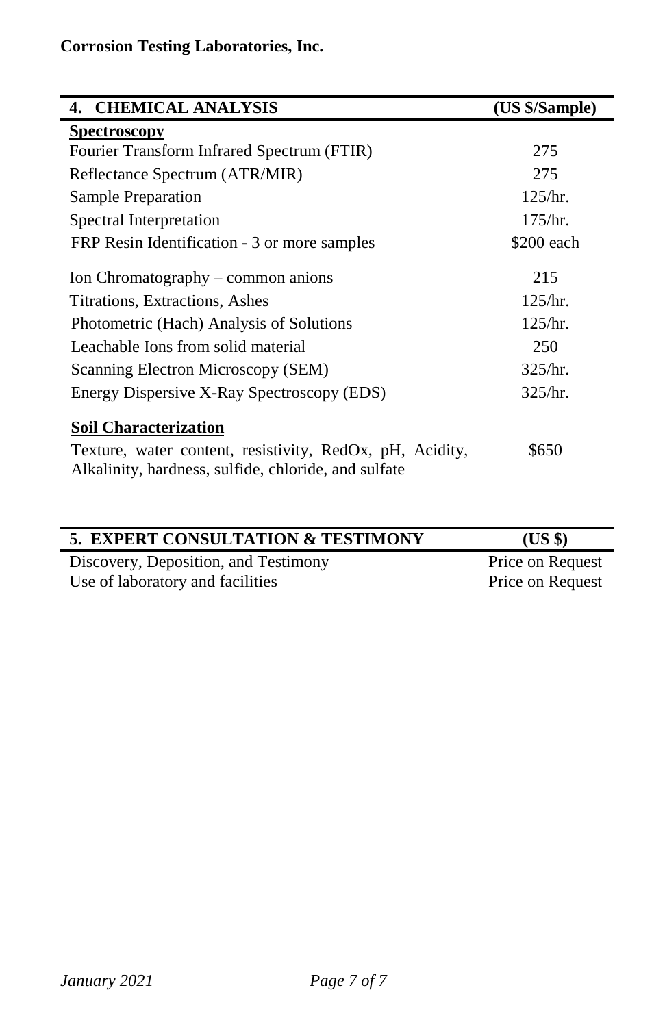| 4. CHEMICAL ANALYSIS | (US $/Sample) |
| --- | --- |
| **Spectroscopy** | |
| Fourier Transform Infrared Spectrum (FTIR) | 275 |
| Reflectance Spectrum (ATR/MIR) | 275 |
| Sample Preparation | 125/hr. |
| Spectral Interpretation | 175/hr. |
| FRP Resin Identification - 3 or more samples | $200 each |
| Ion Chromatography – common anions | 215 |
| Titrations, Extractions, Ashes | 125/hr. |
| Photometric (Hach) Analysis of Solutions | 125/hr. |
| Leachable Ions from solid material | 250 |
| Scanning Electron Microscopy (SEM) | 325/hr. |
| Energy Dispersive X-Ray Spectroscopy (EDS) | 325/hr. |
| **Soil Characterization** | |
| Texture, water content, resistivity, RedOx, pH, Acidity, Alkalinity, hardness, sulfide, chloride, and sulfate | $650 |

| 5. EXPERT CONSULTATION & TESTIMONY | (US $) |
| --- | --- |
| Discovery, Deposition, and Testimony | Price on Request |
| Use of laboratory and facilities | Price on Request |